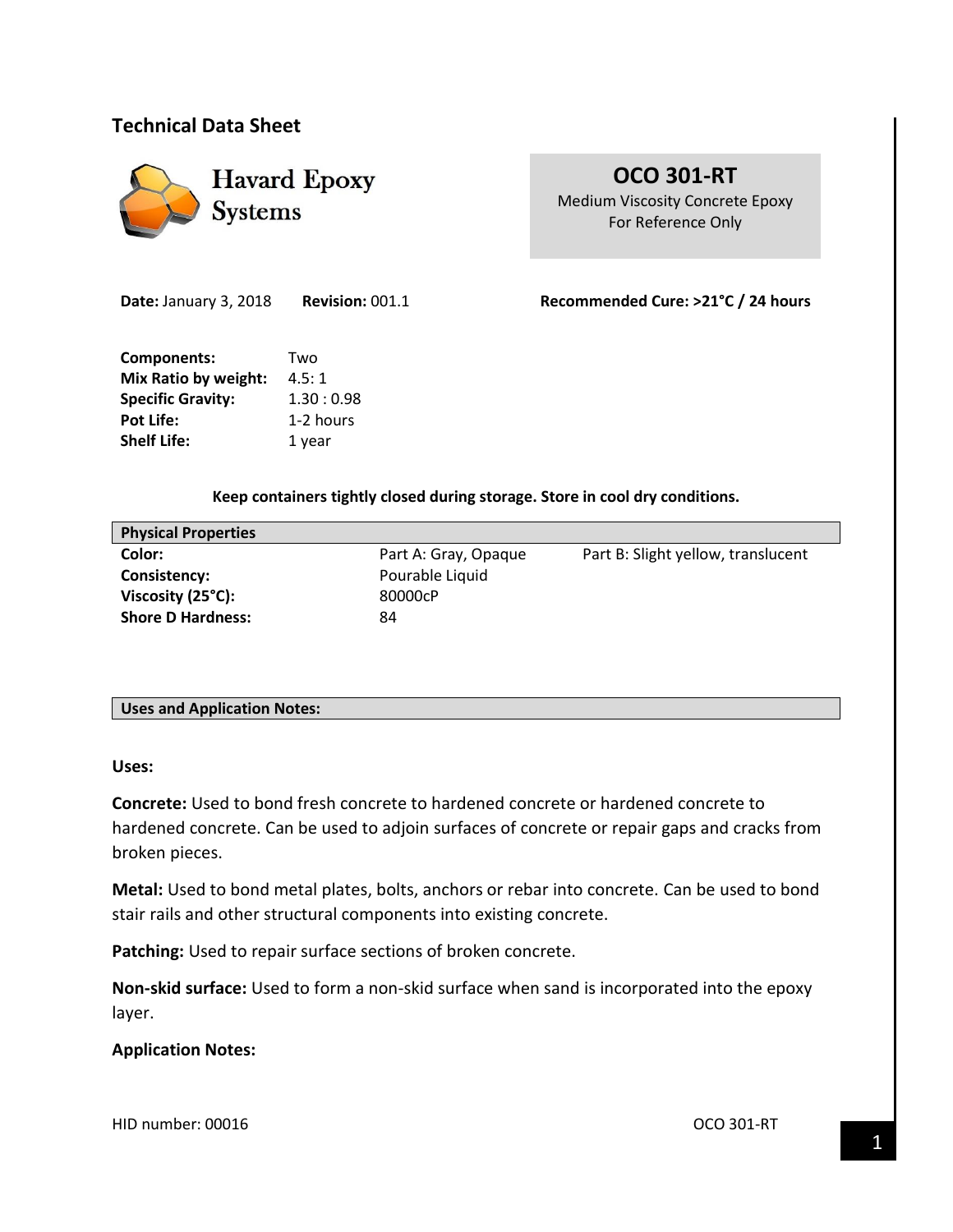## Technical Data Sheet

**Havard Epoxy Systems**

**OCO 301-RT**
Medium Viscosity Concrete Epoxy
For Reference Only

**Date:** January 3, 2018 **Revision:** 001.1 **Recommended Cure: >21°C / 24 hours**

| | |
|---|---|
| **Components:** | Two |
| **Mix Ratio by weight:** | 4.5: 1 |
| **Specific Gravity:** | 1.30 : 0.98 |
| **Pot Life:** | 1-2 hours |
| **Shelf Life:** | 1 year |

**Keep containers tightly closed during storage. Store in cool dry conditions.**

| **Physical Properties** | | |
|---|---|---|
| **Color:** | Part A: Gray, Opaque | Part B: Slight yellow, translucent |
| **Consistency:** | Pourable Liquid | |
| **Viscosity (25°C):** | 80000cP | |
| **Shore D Hardness:** | 84 | |

### Uses and Application Notes:

**Uses:**

**Concrete:** Used to bond fresh concrete to hardened concrete or hardened concrete to hardened concrete. Can be used to adjoin surfaces of concrete or repair gaps and cracks from broken pieces.

**Metal:** Used to bond metal plates, bolts, anchors or rebar into concrete. Can be used to bond stair rails and other structural components into existing concrete.

**Patching:** Used to repair surface sections of broken concrete.

**Non-skid surface:** Used to form a non-skid surface when sand is incorporated into the epoxy layer.

**Application Notes:**

HID number: 00016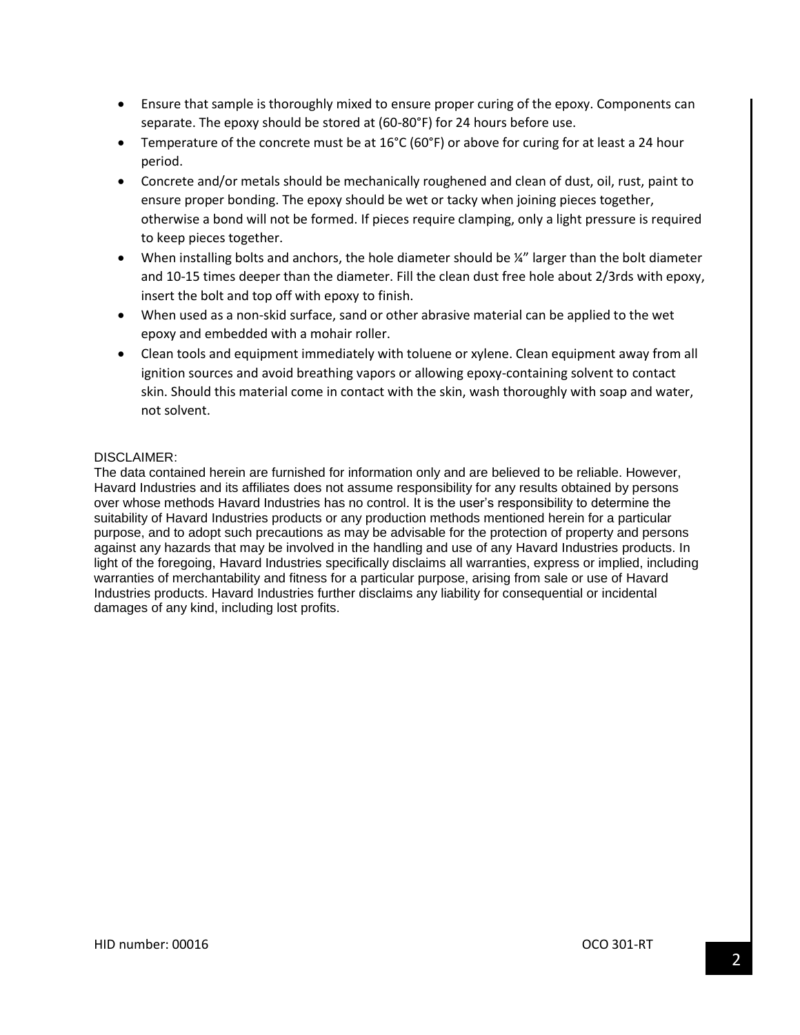- Ensure that sample is thoroughly mixed to ensure proper curing of the epoxy. Components can separate. The epoxy should be stored at (60-80°F) for 24 hours before use.
- Temperature of the concrete must be at 16°C (60°F) or above for curing for at least a 24 hour period.
- Concrete and/or metals should be mechanically roughened and clean of dust, oil, rust, paint to ensure proper bonding. The epoxy should be wet or tacky when joining pieces together, otherwise a bond will not be formed. If pieces require clamping, only a light pressure is required to keep pieces together.
- When installing bolts and anchors, the hole diameter should be ¼" larger than the bolt diameter and 10-15 times deeper than the diameter. Fill the clean dust free hole about 2/3rds with epoxy, insert the bolt and top off with epoxy to finish.
- When used as a non-skid surface, sand or other abrasive material can be applied to the wet epoxy and embedded with a mohair roller.
- Clean tools and equipment immediately with toluene or xylene. Clean equipment away from all ignition sources and avoid breathing vapors or allowing epoxy-containing solvent to contact skin. Should this material come in contact with the skin, wash thoroughly with soap and water, not solvent.

DISCLAIMER:

The data contained herein are furnished for information only and are believed to be reliable. However, Havard Industries and its affiliates does not assume responsibility for any results obtained by persons over whose methods Havard Industries has no control. It is the user's responsibility to determine the suitability of Havard Industries products or any production methods mentioned herein for a particular purpose, and to adopt such precautions as may be advisable for the protection of property and persons against any hazards that may be involved in the handling and use of any Havard Industries products. In light of the foregoing, Havard Industries specifically disclaims all warranties, express or implied, including warranties of merchantability and fitness for a particular purpose, arising from sale or use of Havard Industries products. Havard Industries further disclaims any liability for consequential or incidental damages of any kind, including lost profits.

HID number: 00016 OCO 301-RT